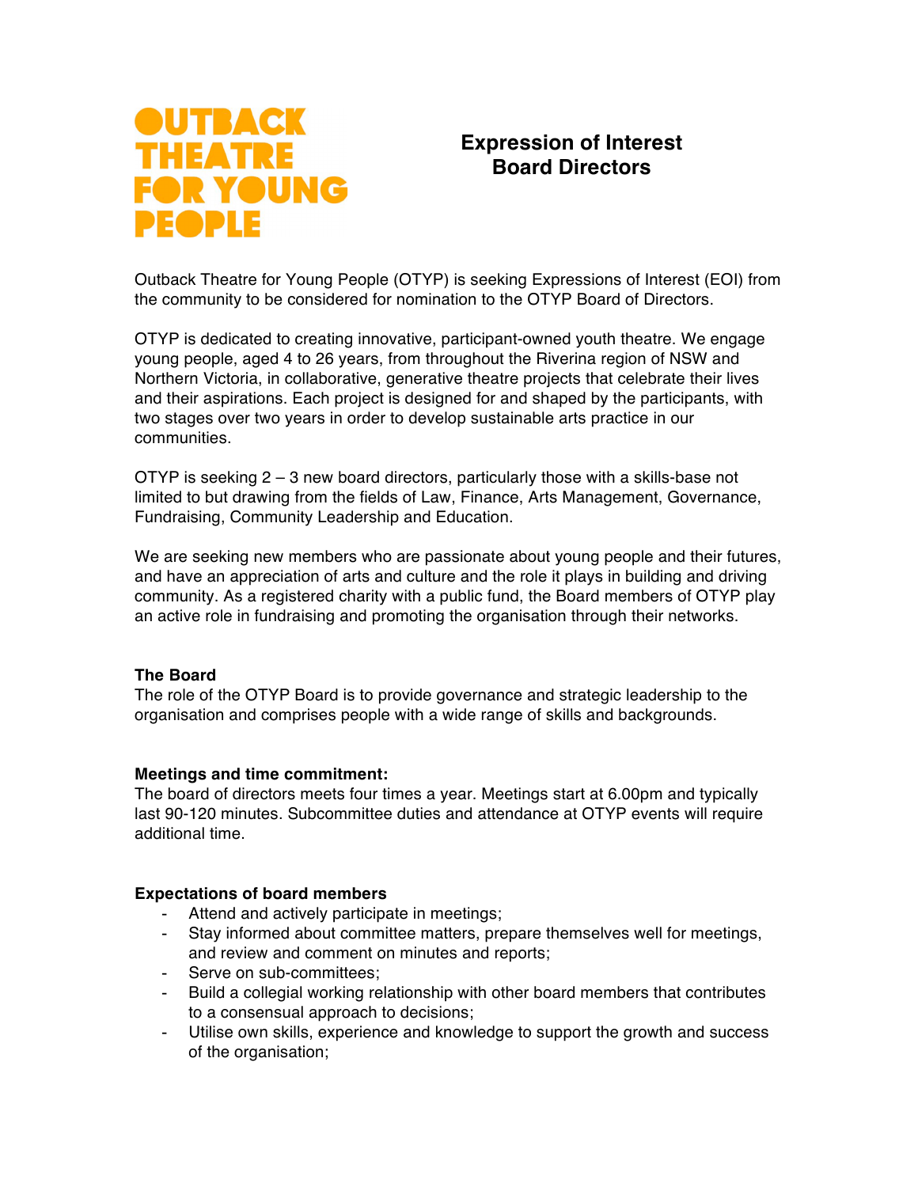# OUTBACK THEATRE FOR YOUNG PEOPLE

## Expression of Interest Board Directors

Outback Theatre for Young People (OTYP) is seeking Expressions of Interest (EOI) from the community to be considered for nomination to the OTYP Board of Directors.

OTYP is dedicated to creating innovative, participant-owned youth theatre. We engage young people, aged 4 to 26 years, from throughout the Riverina region of NSW and Northern Victoria, in collaborative, generative theatre projects that celebrate their lives and their aspirations. Each project is designed for and shaped by the participants, with two stages over two years in order to develop sustainable arts practice in our communities.

OTYP is seeking 2 – 3 new board directors, particularly those with a skills-base not limited to but drawing from the fields of Law, Finance, Arts Management, Governance, Fundraising, Community Leadership and Education.

We are seeking new members who are passionate about young people and their futures, and have an appreciation of arts and culture and the role it plays in building and driving community. As a registered charity with a public fund, the Board members of OTYP play an active role in fundraising and promoting the organisation through their networks.

**The Board**

The role of the OTYP Board is to provide governance and strategic leadership to the organisation and comprises people with a wide range of skills and backgrounds.

**Meetings and time commitment:**

The board of directors meets four times a year. Meetings start at 6.00pm and typically last 90-120 minutes. Subcommittee duties and attendance at OTYP events will require additional time.

**Expectations of board members**

- Attend and actively participate in meetings;
- Stay informed about committee matters, prepare themselves well for meetings, and review and comment on minutes and reports;
- Serve on sub-committees;
- Build a collegial working relationship with other board members that contributes to a consensual approach to decisions;
- Utilise own skills, experience and knowledge to support the growth and success of the organisation;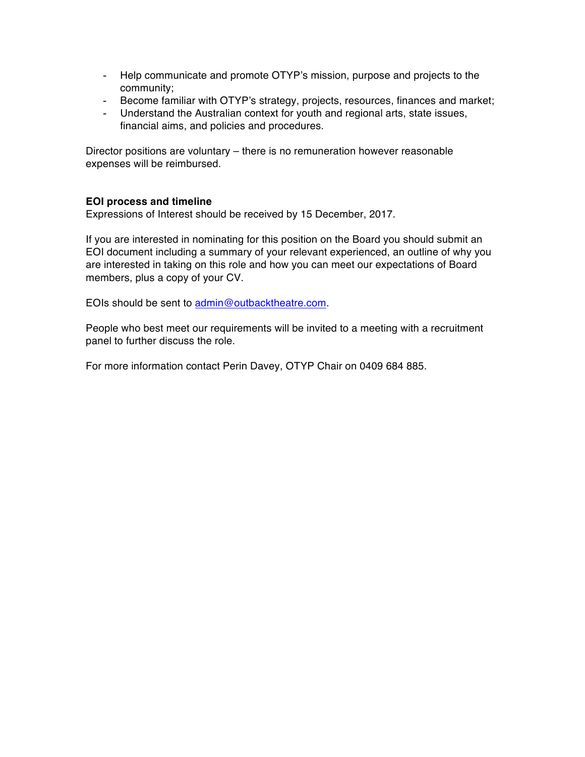- Help communicate and promote OTYP's mission, purpose and projects to the community;
- Become familiar with OTYP's strategy, projects, resources, finances and market;
- Understand the Australian context for youth and regional arts, state issues, financial aims, and policies and procedures.

Director positions are voluntary – there is no remuneration however reasonable expenses will be reimbursed.

**EOI process and timeline**

Expressions of Interest should be received by 15 December, 2017.

If you are interested in nominating for this position on the Board you should submit an EOI document including a summary of your relevant experienced, an outline of why you are interested in taking on this role and how you can meet our expectations of Board members, plus a copy of your CV.

EOIs should be sent to admin@outbacktheatre.com.

People who best meet our requirements will be invited to a meeting with a recruitment panel to further discuss the role.

For more information contact Perin Davey, OTYP Chair on 0409 684 885.